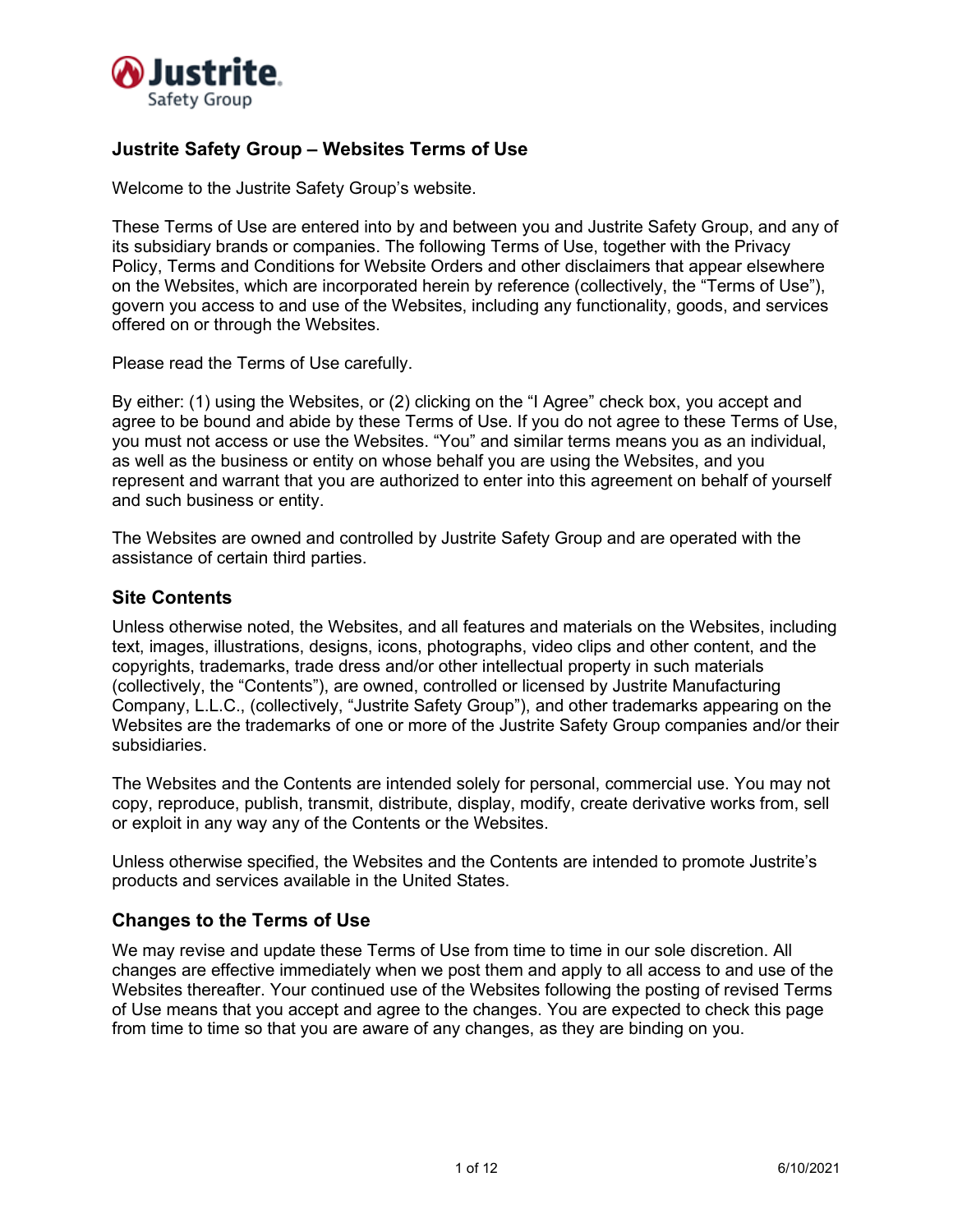# Justrite Safety Group – Websites Terms of Use

Welcome to the Justrite Safety Group's website.

These Terms of Use are entered into by and between you and Justrite Safety Group, and any of its subsidiary brands or companies. The following Terms of Use, together with the Privacy Policy, Terms and Conditions for Website Orders and other disclaimers that appear elsewhere on the Websites, which are incorporated herein by reference (collectively, the "Terms of Use"), govern you access to and use of the Websites, including any functionality, goods, and services offered on or through the Websites.

Please read the Terms of Use carefully.

By either: (1) using the Websites, or (2) clicking on the "I Agree" check box, you accept and agree to be bound and abide by these Terms of Use. If you do not agree to these Terms of Use, you must not access or use the Websites. "You" and similar terms means you as an individual, as well as the business or entity on whose behalf you are using the Websites, and you represent and warrant that you are authorized to enter into this agreement on behalf of yourself and such business or entity.

The Websites are owned and controlled by Justrite Safety Group and are operated with the assistance of certain third parties.

## Site Contents

Unless otherwise noted, the Websites, and all features and materials on the Websites, including text, images, illustrations, designs, icons, photographs, video clips and other content, and the copyrights, trademarks, trade dress and/or other intellectual property in such materials (collectively, the "Contents"), are owned, controlled or licensed by Justrite Manufacturing Company, L.L.C., (collectively, "Justrite Safety Group"), and other trademarks appearing on the Websites are the trademarks of one or more of the Justrite Safety Group companies and/or their subsidiaries.

The Websites and the Contents are intended solely for personal, commercial use. You may not copy, reproduce, publish, transmit, distribute, display, modify, create derivative works from, sell or exploit in any way any of the Contents or the Websites.

Unless otherwise specified, the Websites and the Contents are intended to promote Justrite's products and services available in the United States.

## Changes to the Terms of Use

We may revise and update these Terms of Use from time to time in our sole discretion. All changes are effective immediately when we post them and apply to all access to and use of the Websites thereafter. Your continued use of the Websites following the posting of revised Terms of Use means that you accept and agree to the changes. You are expected to check this page from time to time so that you are aware of any changes, as they are binding on you.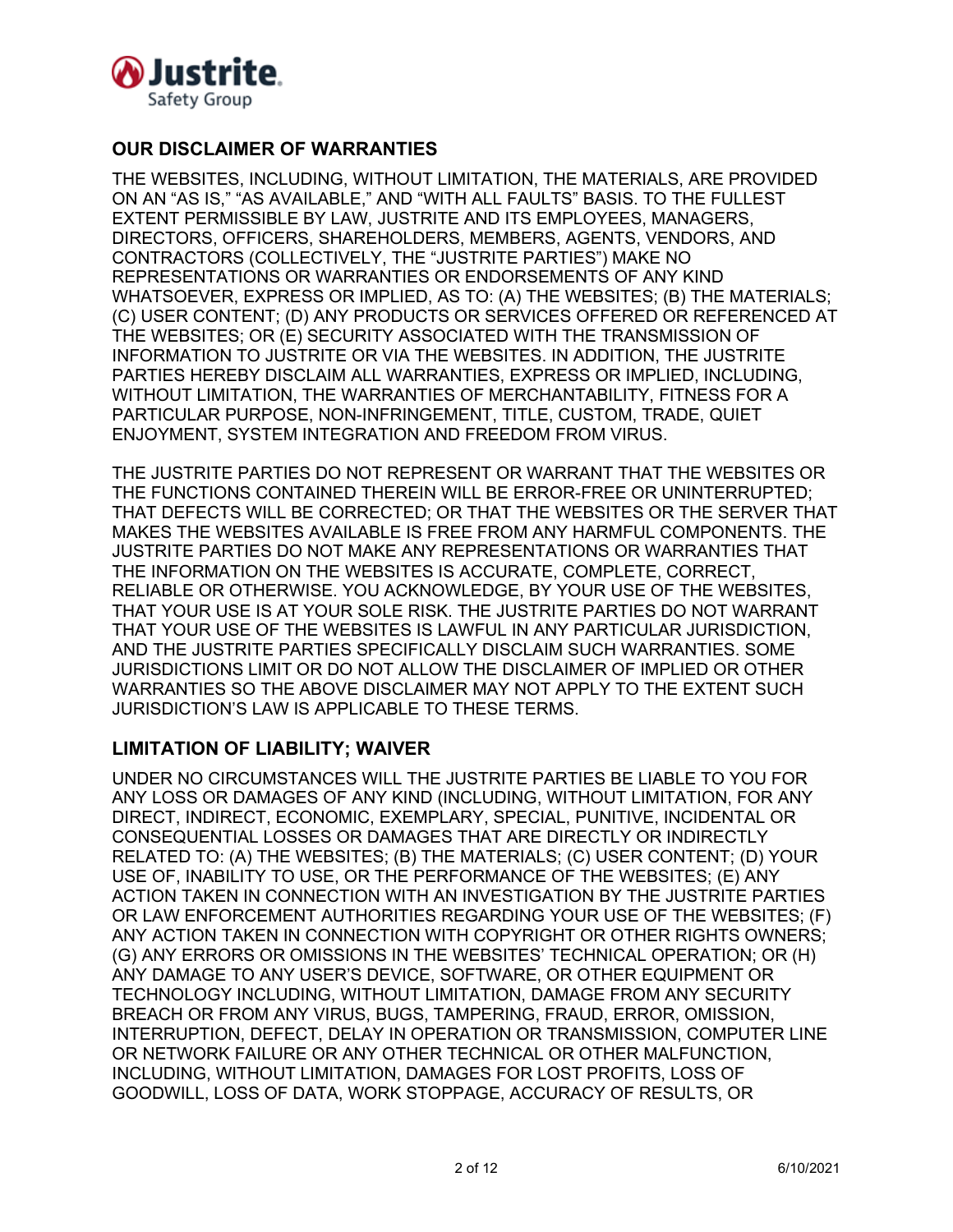## OUR DISCLAIMER OF WARRANTIES

THE WEBSITES, INCLUDING, WITHOUT LIMITATION, THE MATERIALS, ARE PROVIDED ON AN "AS IS," "AS AVAILABLE," AND "WITH ALL FAULTS" BASIS. TO THE FULLEST EXTENT PERMISSIBLE BY LAW, JUSTRITE AND ITS EMPLOYEES, MANAGERS, DIRECTORS, OFFICERS, SHAREHOLDERS, MEMBERS, AGENTS, VENDORS, AND CONTRACTORS (COLLECTIVELY, THE "JUSTRITE PARTIES") MAKE NO REPRESENTATIONS OR WARRANTIES OR ENDORSEMENTS OF ANY KIND WHATSOEVER, EXPRESS OR IMPLIED, AS TO: (A) THE WEBSITES; (B) THE MATERIALS; (C) USER CONTENT; (D) ANY PRODUCTS OR SERVICES OFFERED OR REFERENCED AT THE WEBSITES; OR (E) SECURITY ASSOCIATED WITH THE TRANSMISSION OF INFORMATION TO JUSTRITE OR VIA THE WEBSITES. IN ADDITION, THE JUSTRITE PARTIES HEREBY DISCLAIM ALL WARRANTIES, EXPRESS OR IMPLIED, INCLUDING, WITHOUT LIMITATION, THE WARRANTIES OF MERCHANTABILITY, FITNESS FOR A PARTICULAR PURPOSE, NON-INFRINGEMENT, TITLE, CUSTOM, TRADE, QUIET ENJOYMENT, SYSTEM INTEGRATION AND FREEDOM FROM VIRUS.

THE JUSTRITE PARTIES DO NOT REPRESENT OR WARRANT THAT THE WEBSITES OR THE FUNCTIONS CONTAINED THEREIN WILL BE ERROR-FREE OR UNINTERRUPTED; THAT DEFECTS WILL BE CORRECTED; OR THAT THE WEBSITES OR THE SERVER THAT MAKES THE WEBSITES AVAILABLE IS FREE FROM ANY HARMFUL COMPONENTS. THE JUSTRITE PARTIES DO NOT MAKE ANY REPRESENTATIONS OR WARRANTIES THAT THE INFORMATION ON THE WEBSITES IS ACCURATE, COMPLETE, CORRECT, RELIABLE OR OTHERWISE. YOU ACKNOWLEDGE, BY YOUR USE OF THE WEBSITES, THAT YOUR USE IS AT YOUR SOLE RISK. THE JUSTRITE PARTIES DO NOT WARRANT THAT YOUR USE OF THE WEBSITES IS LAWFUL IN ANY PARTICULAR JURISDICTION, AND THE JUSTRITE PARTIES SPECIFICALLY DISCLAIM SUCH WARRANTIES. SOME JURISDICTIONS LIMIT OR DO NOT ALLOW THE DISCLAIMER OF IMPLIED OR OTHER WARRANTIES SO THE ABOVE DISCLAIMER MAY NOT APPLY TO THE EXTENT SUCH JURISDICTION'S LAW IS APPLICABLE TO THESE TERMS.

## LIMITATION OF LIABILITY; WAIVER

UNDER NO CIRCUMSTANCES WILL THE JUSTRITE PARTIES BE LIABLE TO YOU FOR ANY LOSS OR DAMAGES OF ANY KIND (INCLUDING, WITHOUT LIMITATION, FOR ANY DIRECT, INDIRECT, ECONOMIC, EXEMPLARY, SPECIAL, PUNITIVE, INCIDENTAL OR CONSEQUENTIAL LOSSES OR DAMAGES THAT ARE DIRECTLY OR INDIRECTLY RELATED TO: (A) THE WEBSITES; (B) THE MATERIALS; (C) USER CONTENT; (D) YOUR USE OF, INABILITY TO USE, OR THE PERFORMANCE OF THE WEBSITES; (E) ANY ACTION TAKEN IN CONNECTION WITH AN INVESTIGATION BY THE JUSTRITE PARTIES OR LAW ENFORCEMENT AUTHORITIES REGARDING YOUR USE OF THE WEBSITES; (F) ANY ACTION TAKEN IN CONNECTION WITH COPYRIGHT OR OTHER RIGHTS OWNERS; (G) ANY ERRORS OR OMISSIONS IN THE WEBSITES' TECHNICAL OPERATION; OR (H) ANY DAMAGE TO ANY USER'S DEVICE, SOFTWARE, OR OTHER EQUIPMENT OR TECHNOLOGY INCLUDING, WITHOUT LIMITATION, DAMAGE FROM ANY SECURITY BREACH OR FROM ANY VIRUS, BUGS, TAMPERING, FRAUD, ERROR, OMISSION, INTERRUPTION, DEFECT, DELAY IN OPERATION OR TRANSMISSION, COMPUTER LINE OR NETWORK FAILURE OR ANY OTHER TECHNICAL OR OTHER MALFUNCTION, INCLUDING, WITHOUT LIMITATION, DAMAGES FOR LOST PROFITS, LOSS OF GOODWILL, LOSS OF DATA, WORK STOPPAGE, ACCURACY OF RESULTS, OR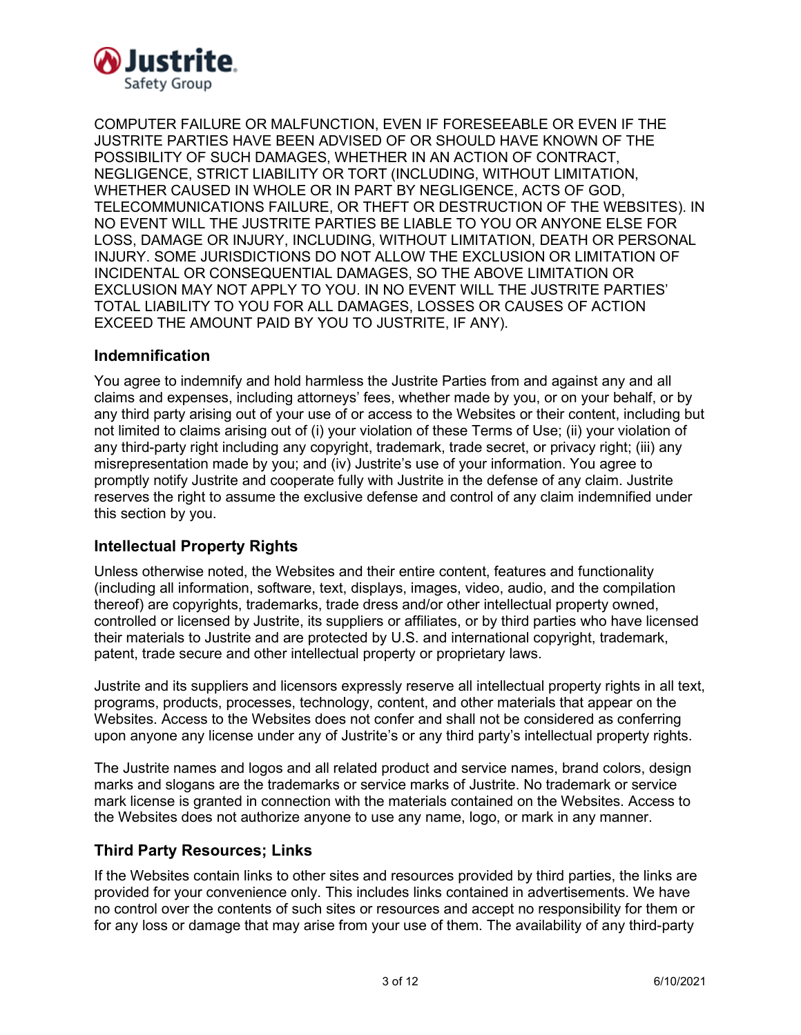COMPUTER FAILURE OR MALFUNCTION, EVEN IF FORESEEABLE OR EVEN IF THE JUSTRITE PARTIES HAVE BEEN ADVISED OF OR SHOULD HAVE KNOWN OF THE POSSIBILITY OF SUCH DAMAGES, WHETHER IN AN ACTION OF CONTRACT, NEGLIGENCE, STRICT LIABILITY OR TORT (INCLUDING, WITHOUT LIMITATION, WHETHER CAUSED IN WHOLE OR IN PART BY NEGLIGENCE, ACTS OF GOD, TELECOMMUNICATIONS FAILURE, OR THEFT OR DESTRUCTION OF THE WEBSITES). IN NO EVENT WILL THE JUSTRITE PARTIES BE LIABLE TO YOU OR ANYONE ELSE FOR LOSS, DAMAGE OR INJURY, INCLUDING, WITHOUT LIMITATION, DEATH OR PERSONAL INJURY. SOME JURISDICTIONS DO NOT ALLOW THE EXCLUSION OR LIMITATION OF INCIDENTAL OR CONSEQUENTIAL DAMAGES, SO THE ABOVE LIMITATION OR EXCLUSION MAY NOT APPLY TO YOU. IN NO EVENT WILL THE JUSTRITE PARTIES' TOTAL LIABILITY TO YOU FOR ALL DAMAGES, LOSSES OR CAUSES OF ACTION EXCEED THE AMOUNT PAID BY YOU TO JUSTRITE, IF ANY).

### Indemnification

You agree to indemnify and hold harmless the Justrite Parties from and against any and all claims and expenses, including attorneys' fees, whether made by you, or on your behalf, or by any third party arising out of your use of or access to the Websites or their content, including but not limited to claims arising out of (i) your violation of these Terms of Use; (ii) your violation of any third-party right including any copyright, trademark, trade secret, or privacy right; (iii) any misrepresentation made by you; and (iv) Justrite's use of your information. You agree to promptly notify Justrite and cooperate fully with Justrite in the defense of any claim. Justrite reserves the right to assume the exclusive defense and control of any claim indemnified under this section by you.

### Intellectual Property Rights

Unless otherwise noted, the Websites and their entire content, features and functionality (including all information, software, text, displays, images, video, audio, and the compilation thereof) are copyrights, trademarks, trade dress and/or other intellectual property owned, controlled or licensed by Justrite, its suppliers or affiliates, or by third parties who have licensed their materials to Justrite and are protected by U.S. and international copyright, trademark, patent, trade secure and other intellectual property or proprietary laws.

Justrite and its suppliers and licensors expressly reserve all intellectual property rights in all text, programs, products, processes, technology, content, and other materials that appear on the Websites. Access to the Websites does not confer and shall not be considered as conferring upon anyone any license under any of Justrite's or any third party's intellectual property rights.

The Justrite names and logos and all related product and service names, brand colors, design marks and slogans are the trademarks or service marks of Justrite. No trademark or service mark license is granted in connection with the materials contained on the Websites. Access to the Websites does not authorize anyone to use any name, logo, or mark in any manner.

### Third Party Resources; Links

If the Websites contain links to other sites and resources provided by third parties, the links are provided for your convenience only. This includes links contained in advertisements. We have no control over the contents of such sites or resources and accept no responsibility for them or for any loss or damage that may arise from your use of them. The availability of any third-party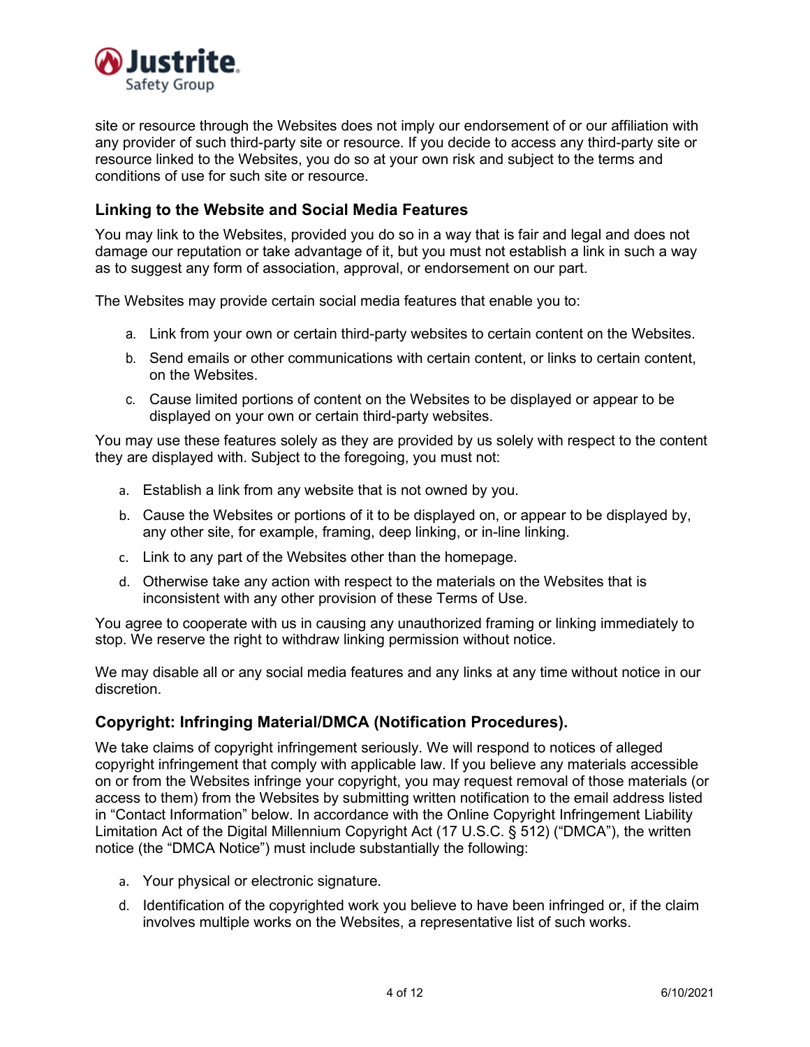site or resource through the Websites does not imply our endorsement of or our affiliation with any provider of such third-party site or resource. If you decide to access any third-party site or resource linked to the Websites, you do so at your own risk and subject to the terms and conditions of use for such site or resource.

### Linking to the Website and Social Media Features

You may link to the Websites, provided you do so in a way that is fair and legal and does not damage our reputation or take advantage of it, but you must not establish a link in such a way as to suggest any form of association, approval, or endorsement on our part.

The Websites may provide certain social media features that enable you to:

a. Link from your own or certain third-party websites to certain content on the Websites.

b. Send emails or other communications with certain content, or links to certain content, on the Websites.

c. Cause limited portions of content on the Websites to be displayed or appear to be displayed on your own or certain third-party websites.

You may use these features solely as they are provided by us solely with respect to the content they are displayed with. Subject to the foregoing, you must not:

a. Establish a link from any website that is not owned by you.

b. Cause the Websites or portions of it to be displayed on, or appear to be displayed by, any other site, for example, framing, deep linking, or in-line linking.

c. Link to any part of the Websites other than the homepage.

d. Otherwise take any action with respect to the materials on the Websites that is inconsistent with any other provision of these Terms of Use.

You agree to cooperate with us in causing any unauthorized framing or linking immediately to stop. We reserve the right to withdraw linking permission without notice.

We may disable all or any social media features and any links at any time without notice in our discretion.

### Copyright: Infringing Material/DMCA (Notification Procedures).

We take claims of copyright infringement seriously. We will respond to notices of alleged copyright infringement that comply with applicable law. If you believe any materials accessible on or from the Websites infringe your copyright, you may request removal of those materials (or access to them) from the Websites by submitting written notification to the email address listed in "Contact Information" below. In accordance with the Online Copyright Infringement Liability Limitation Act of the Digital Millennium Copyright Act (17 U.S.C. § 512) ("DMCA"), the written notice (the "DMCA Notice") must include substantially the following:

a. Your physical or electronic signature.

d. Identification of the copyrighted work you believe to have been infringed or, if the claim involves multiple works on the Websites, a representative list of such works.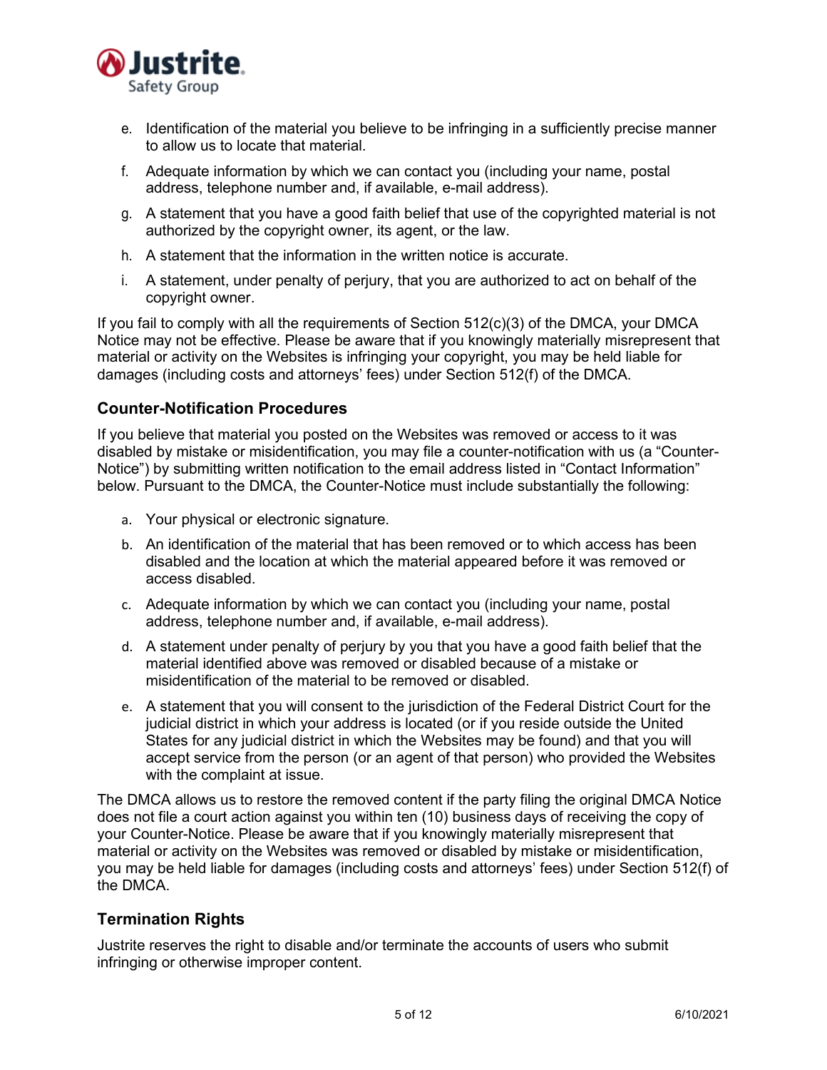e. Identification of the material you believe to be infringing in a sufficiently precise manner to allow us to locate that material.

f. Adequate information by which we can contact you (including your name, postal address, telephone number and, if available, e-mail address).

g. A statement that you have a good faith belief that use of the copyrighted material is not authorized by the copyright owner, its agent, or the law.

h. A statement that the information in the written notice is accurate.

i. A statement, under penalty of perjury, that you are authorized to act on behalf of the copyright owner.

If you fail to comply with all the requirements of Section 512(c)(3) of the DMCA, your DMCA Notice may not be effective. Please be aware that if you knowingly materially misrepresent that material or activity on the Websites is infringing your copyright, you may be held liable for damages (including costs and attorneys' fees) under Section 512(f) of the DMCA.

### Counter-Notification Procedures

If you believe that material you posted on the Websites was removed or access to it was disabled by mistake or misidentification, you may file a counter-notification with us (a "Counter-Notice") by submitting written notification to the email address listed in "Contact Information" below. Pursuant to the DMCA, the Counter-Notice must include substantially the following:

a. Your physical or electronic signature.

b. An identification of the material that has been removed or to which access has been disabled and the location at which the material appeared before it was removed or access disabled.

c. Adequate information by which we can contact you (including your name, postal address, telephone number and, if available, e-mail address).

d. A statement under penalty of perjury by you that you have a good faith belief that the material identified above was removed or disabled because of a mistake or misidentification of the material to be removed or disabled.

e. A statement that you will consent to the jurisdiction of the Federal District Court for the judicial district in which your address is located (or if you reside outside the United States for any judicial district in which the Websites may be found) and that you will accept service from the person (or an agent of that person) who provided the Websites with the complaint at issue.

The DMCA allows us to restore the removed content if the party filing the original DMCA Notice does not file a court action against you within ten (10) business days of receiving the copy of your Counter-Notice. Please be aware that if you knowingly materially misrepresent that material or activity on the Websites was removed or disabled by mistake or misidentification, you may be held liable for damages (including costs and attorneys' fees) under Section 512(f) of the DMCA.

### Termination Rights

Justrite reserves the right to disable and/or terminate the accounts of users who submit infringing or otherwise improper content.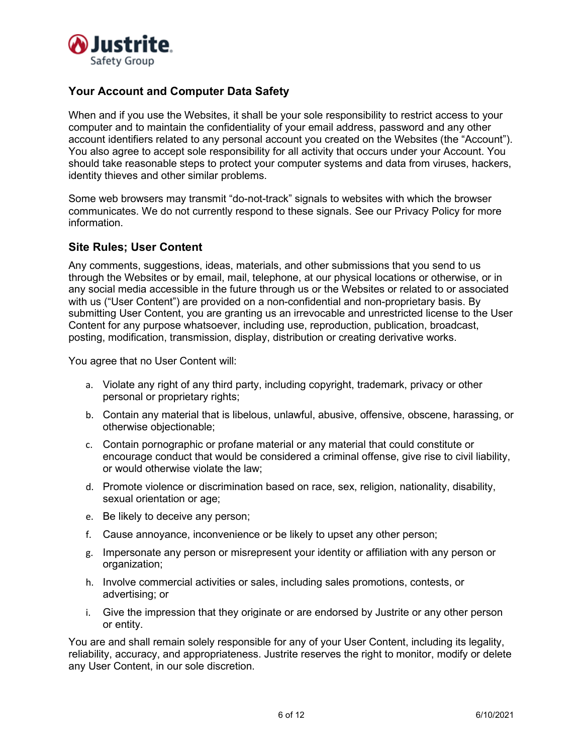## Your Account and Computer Data Safety

When and if you use the Websites, it shall be your sole responsibility to restrict access to your computer and to maintain the confidentiality of your email address, password and any other account identifiers related to any personal account you created on the Websites (the "Account"). You also agree to accept sole responsibility for all activity that occurs under your Account. You should take reasonable steps to protect your computer systems and data from viruses, hackers, identity thieves and other similar problems.

Some web browsers may transmit "do-not-track" signals to websites with which the browser communicates. We do not currently respond to these signals. See our Privacy Policy for more information.

## Site Rules; User Content

Any comments, suggestions, ideas, materials, and other submissions that you send to us through the Websites or by email, mail, telephone, at our physical locations or otherwise, or in any social media accessible in the future through us or the Websites or related to or associated with us ("User Content") are provided on a non-confidential and non-proprietary basis. By submitting User Content, you are granting us an irrevocable and unrestricted license to the User Content for any purpose whatsoever, including use, reproduction, publication, broadcast, posting, modification, transmission, display, distribution or creating derivative works.

You agree that no User Content will:

a. Violate any right of any third party, including copyright, trademark, privacy or other personal or proprietary rights;
b. Contain any material that is libelous, unlawful, abusive, offensive, obscene, harassing, or otherwise objectionable;
c. Contain pornographic or profane material or any material that could constitute or encourage conduct that would be considered a criminal offense, give rise to civil liability, or would otherwise violate the law;
d. Promote violence or discrimination based on race, sex, religion, nationality, disability, sexual orientation or age;
e. Be likely to deceive any person;
f. Cause annoyance, inconvenience or be likely to upset any other person;
g. Impersonate any person or misrepresent your identity or affiliation with any person or organization;
h. Involve commercial activities or sales, including sales promotions, contests, or advertising; or
i. Give the impression that they originate or are endorsed by Justrite or any other person or entity.

You are and shall remain solely responsible for any of your User Content, including its legality, reliability, accuracy, and appropriateness. Justrite reserves the right to monitor, modify or delete any User Content, in our sole discretion.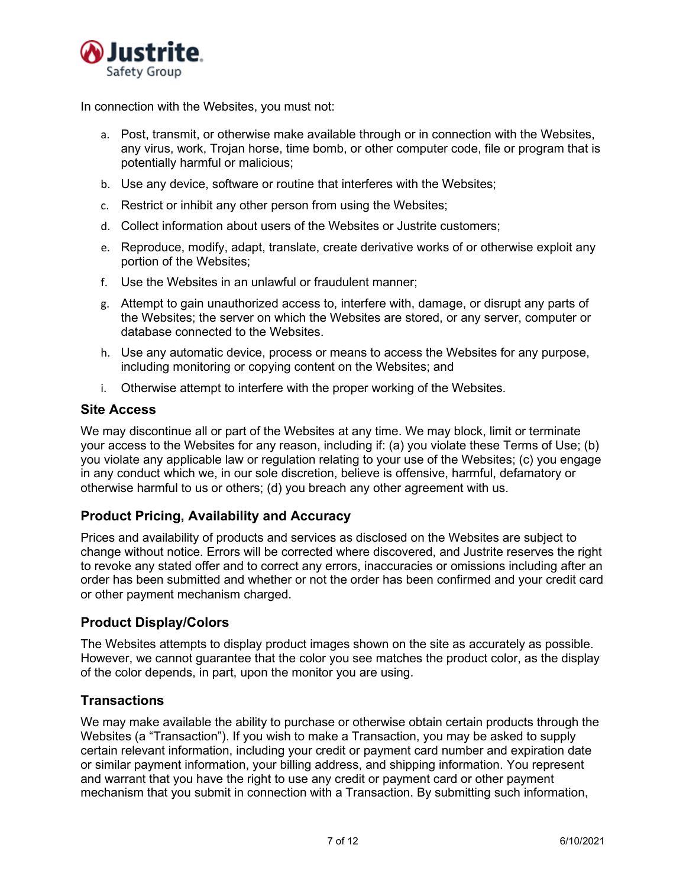In connection with the Websites, you must not:

a. Post, transmit, or otherwise make available through or in connection with the Websites, any virus, work, Trojan horse, time bomb, or other computer code, file or program that is potentially harmful or malicious;

b. Use any device, software or routine that interferes with the Websites;

c. Restrict or inhibit any other person from using the Websites;

d. Collect information about users of the Websites or Justrite customers;

e. Reproduce, modify, adapt, translate, create derivative works of or otherwise exploit any portion of the Websites;

f. Use the Websites in an unlawful or fraudulent manner;

g. Attempt to gain unauthorized access to, interfere with, damage, or disrupt any parts of the Websites; the server on which the Websites are stored, or any server, computer or database connected to the Websites.

h. Use any automatic device, process or means to access the Websites for any purpose, including monitoring or copying content on the Websites; and

i. Otherwise attempt to interfere with the proper working of the Websites.

## Site Access

We may discontinue all or part of the Websites at any time. We may block, limit or terminate your access to the Websites for any reason, including if: (a) you violate these Terms of Use; (b) you violate any applicable law or regulation relating to your use of the Websites; (c) you engage in any conduct which we, in our sole discretion, believe is offensive, harmful, defamatory or otherwise harmful to us or others; (d) you breach any other agreement with us.

## Product Pricing, Availability and Accuracy

Prices and availability of products and services as disclosed on the Websites are subject to change without notice. Errors will be corrected where discovered, and Justrite reserves the right to revoke any stated offer and to correct any errors, inaccuracies or omissions including after an order has been submitted and whether or not the order has been confirmed and your credit card or other payment mechanism charged.

## Product Display/Colors

The Websites attempts to display product images shown on the site as accurately as possible. However, we cannot guarantee that the color you see matches the product color, as the display of the color depends, in part, upon the monitor you are using.

## Transactions

We may make available the ability to purchase or otherwise obtain certain products through the Websites (a "Transaction"). If you wish to make a Transaction, you may be asked to supply certain relevant information, including your credit or payment card number and expiration date or similar payment information, your billing address, and shipping information. You represent and warrant that you have the right to use any credit or payment card or other payment mechanism that you submit in connection with a Transaction. By submitting such information,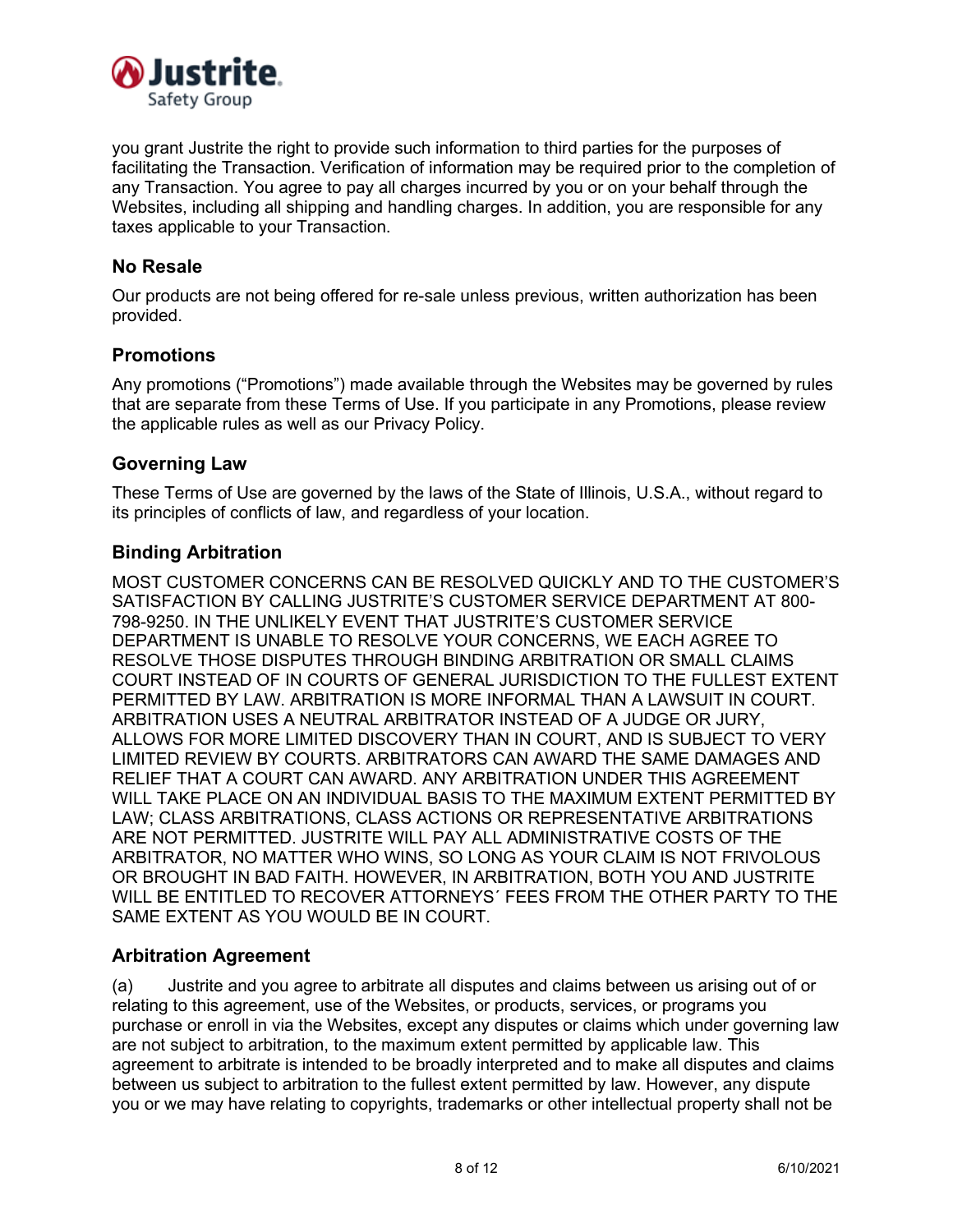you grant Justrite the right to provide such information to third parties for the purposes of facilitating the Transaction. Verification of information may be required prior to the completion of any Transaction. You agree to pay all charges incurred by you or on your behalf through the Websites, including all shipping and handling charges. In addition, you are responsible for any taxes applicable to your Transaction.

### No Resale

Our products are not being offered for re-sale unless previous, written authorization has been provided.

### Promotions

Any promotions ("Promotions") made available through the Websites may be governed by rules that are separate from these Terms of Use. If you participate in any Promotions, please review the applicable rules as well as our Privacy Policy.

### Governing Law

These Terms of Use are governed by the laws of the State of Illinois, U.S.A., without regard to its principles of conflicts of law, and regardless of your location.

### Binding Arbitration

MOST CUSTOMER CONCERNS CAN BE RESOLVED QUICKLY AND TO THE CUSTOMER'S SATISFACTION BY CALLING JUSTRITE'S CUSTOMER SERVICE DEPARTMENT AT 800-798-9250. IN THE UNLIKELY EVENT THAT JUSTRITE'S CUSTOMER SERVICE DEPARTMENT IS UNABLE TO RESOLVE YOUR CONCERNS, WE EACH AGREE TO RESOLVE THOSE DISPUTES THROUGH BINDING ARBITRATION OR SMALL CLAIMS COURT INSTEAD OF IN COURTS OF GENERAL JURISDICTION TO THE FULLEST EXTENT PERMITTED BY LAW. ARBITRATION IS MORE INFORMAL THAN A LAWSUIT IN COURT. ARBITRATION USES A NEUTRAL ARBITRATOR INSTEAD OF A JUDGE OR JURY, ALLOWS FOR MORE LIMITED DISCOVERY THAN IN COURT, AND IS SUBJECT TO VERY LIMITED REVIEW BY COURTS. ARBITRATORS CAN AWARD THE SAME DAMAGES AND RELIEF THAT A COURT CAN AWARD. ANY ARBITRATION UNDER THIS AGREEMENT WILL TAKE PLACE ON AN INDIVIDUAL BASIS TO THE MAXIMUM EXTENT PERMITTED BY LAW; CLASS ARBITRATIONS, CLASS ACTIONS OR REPRESENTATIVE ARBITRATIONS ARE NOT PERMITTED. JUSTRITE WILL PAY ALL ADMINISTRATIVE COSTS OF THE ARBITRATOR, NO MATTER WHO WINS, SO LONG AS YOUR CLAIM IS NOT FRIVOLOUS OR BROUGHT IN BAD FAITH. HOWEVER, IN ARBITRATION, BOTH YOU AND JUSTRITE WILL BE ENTITLED TO RECOVER ATTORNEYS´ FEES FROM THE OTHER PARTY TO THE SAME EXTENT AS YOU WOULD BE IN COURT.

### Arbitration Agreement

(a) Justrite and you agree to arbitrate all disputes and claims between us arising out of or relating to this agreement, use of the Websites, or products, services, or programs you purchase or enroll in via the Websites, except any disputes or claims which under governing law are not subject to arbitration, to the maximum extent permitted by applicable law. This agreement to arbitrate is intended to be broadly interpreted and to make all disputes and claims between us subject to arbitration to the fullest extent permitted by law. However, any dispute you or we may have relating to copyrights, trademarks or other intellectual property shall not be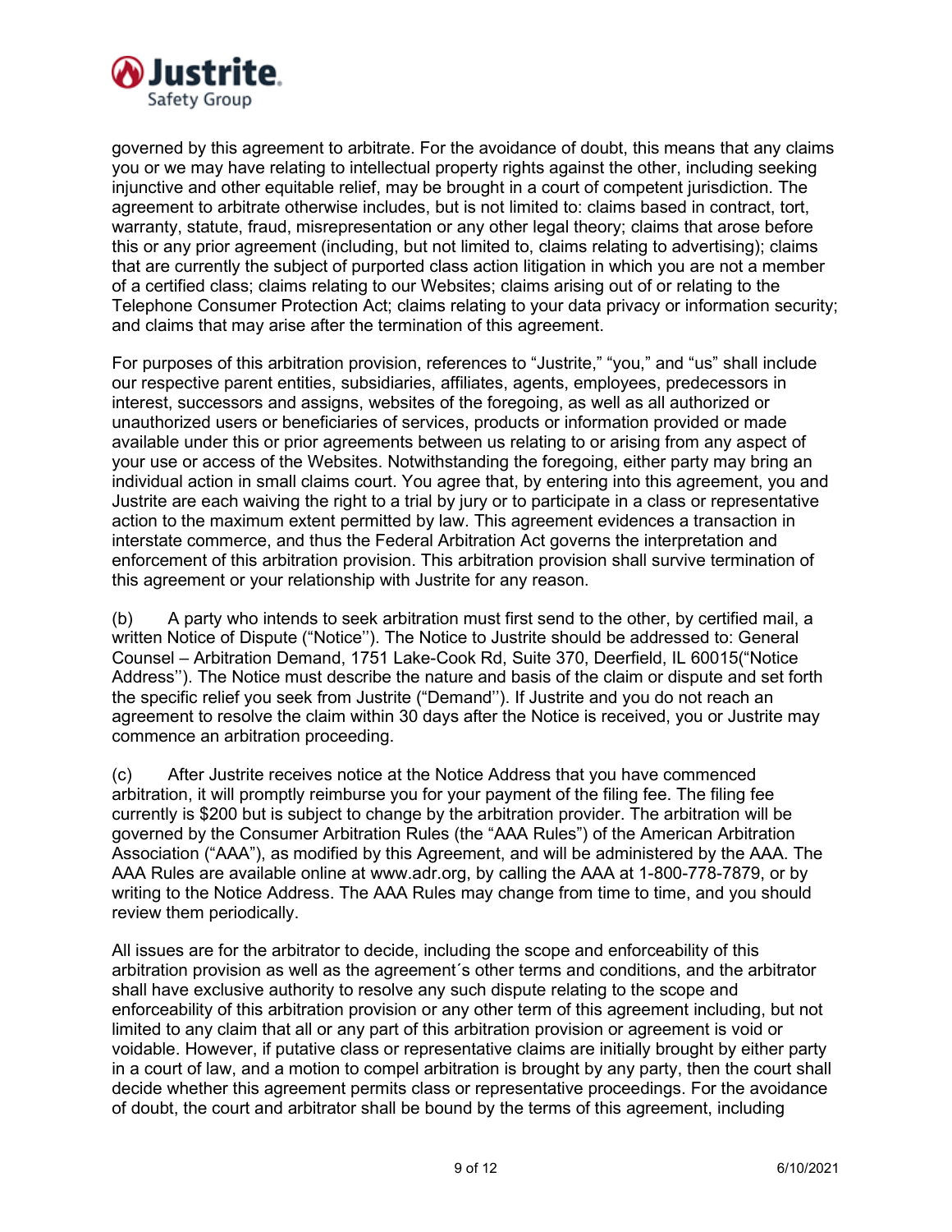governed by this agreement to arbitrate. For the avoidance of doubt, this means that any claims you or we may have relating to intellectual property rights against the other, including seeking injunctive and other equitable relief, may be brought in a court of competent jurisdiction. The agreement to arbitrate otherwise includes, but is not limited to: claims based in contract, tort, warranty, statute, fraud, misrepresentation or any other legal theory; claims that arose before this or any prior agreement (including, but not limited to, claims relating to advertising); claims that are currently the subject of purported class action litigation in which you are not a member of a certified class; claims relating to our Websites; claims arising out of or relating to the Telephone Consumer Protection Act; claims relating to your data privacy or information security; and claims that may arise after the termination of this agreement.

For purposes of this arbitration provision, references to "Justrite," "you," and "us" shall include our respective parent entities, subsidiaries, affiliates, agents, employees, predecessors in interest, successors and assigns, websites of the foregoing, as well as all authorized or unauthorized users or beneficiaries of services, products or information provided or made available under this or prior agreements between us relating to or arising from any aspect of your use or access of the Websites. Notwithstanding the foregoing, either party may bring an individual action in small claims court. You agree that, by entering into this agreement, you and Justrite are each waiving the right to a trial by jury or to participate in a class or representative action to the maximum extent permitted by law. This agreement evidences a transaction in interstate commerce, and thus the Federal Arbitration Act governs the interpretation and enforcement of this arbitration provision. This arbitration provision shall survive termination of this agreement or your relationship with Justrite for any reason.

(b) A party who intends to seek arbitration must first send to the other, by certified mail, a written Notice of Dispute ("Notice''). The Notice to Justrite should be addressed to: General Counsel – Arbitration Demand, 1751 Lake-Cook Rd, Suite 370, Deerfield, IL 60015("Notice Address''). The Notice must describe the nature and basis of the claim or dispute and set forth the specific relief you seek from Justrite ("Demand''). If Justrite and you do not reach an agreement to resolve the claim within 30 days after the Notice is received, you or Justrite may commence an arbitration proceeding.

(c) After Justrite receives notice at the Notice Address that you have commenced arbitration, it will promptly reimburse you for your payment of the filing fee. The filing fee currently is $200 but is subject to change by the arbitration provider. The arbitration will be governed by the Consumer Arbitration Rules (the "AAA Rules") of the American Arbitration Association ("AAA"), as modified by this Agreement, and will be administered by the AAA. The AAA Rules are available online at www.adr.org, by calling the AAA at 1-800-778-7879, or by writing to the Notice Address. The AAA Rules may change from time to time, and you should review them periodically.

All issues are for the arbitrator to decide, including the scope and enforceability of this arbitration provision as well as the agreement´s other terms and conditions, and the arbitrator shall have exclusive authority to resolve any such dispute relating to the scope and enforceability of this arbitration provision or any other term of this agreement including, but not limited to any claim that all or any part of this arbitration provision or agreement is void or voidable. However, if putative class or representative claims are initially brought by either party in a court of law, and a motion to compel arbitration is brought by any party, then the court shall decide whether this agreement permits class or representative proceedings. For the avoidance of doubt, the court and arbitrator shall be bound by the terms of this agreement, including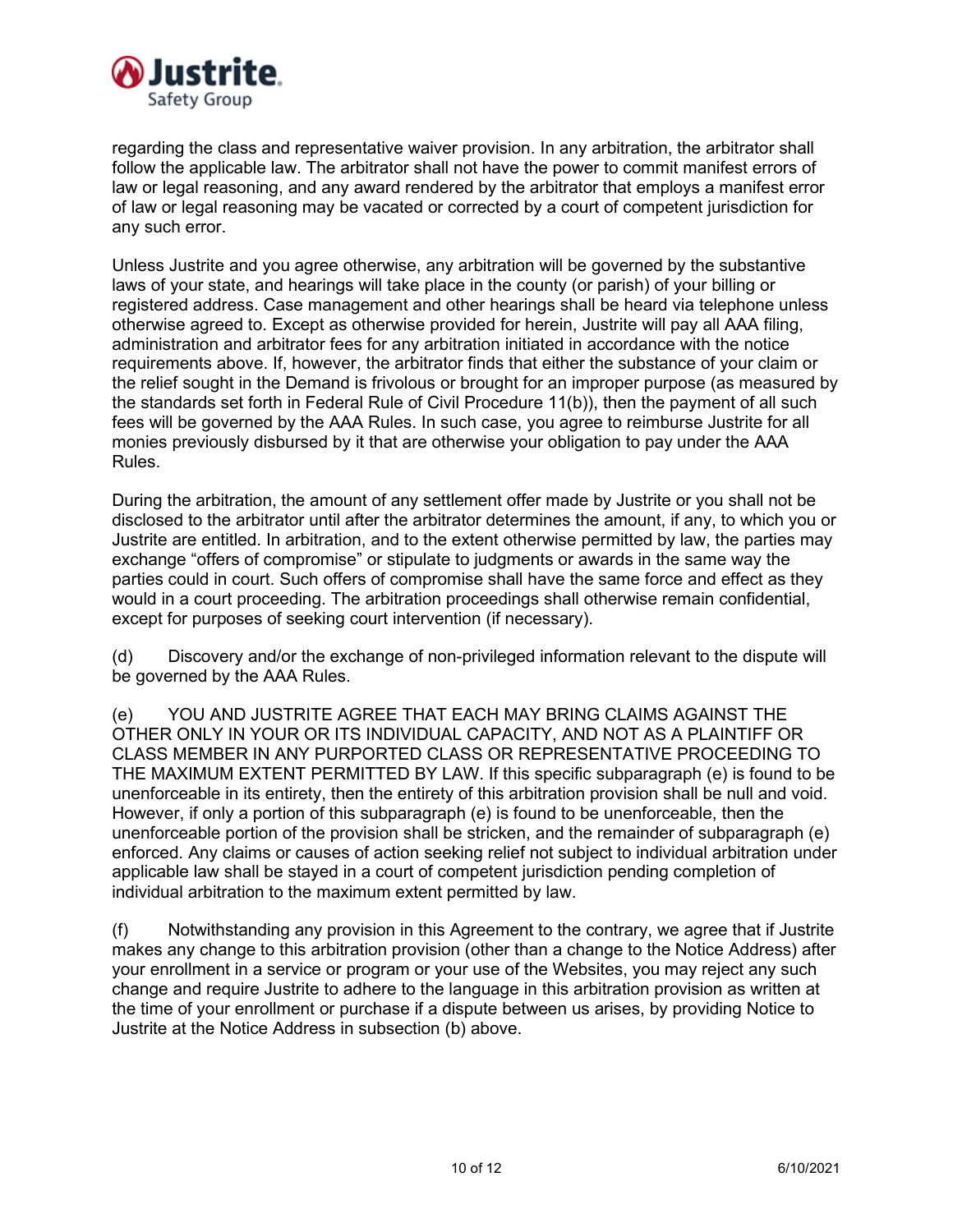regarding the class and representative waiver provision. In any arbitration, the arbitrator shall follow the applicable law. The arbitrator shall not have the power to commit manifest errors of law or legal reasoning, and any award rendered by the arbitrator that employs a manifest error of law or legal reasoning may be vacated or corrected by a court of competent jurisdiction for any such error.

Unless Justrite and you agree otherwise, any arbitration will be governed by the substantive laws of your state, and hearings will take place in the county (or parish) of your billing or registered address. Case management and other hearings shall be heard via telephone unless otherwise agreed to. Except as otherwise provided for herein, Justrite will pay all AAA filing, administration and arbitrator fees for any arbitration initiated in accordance with the notice requirements above. If, however, the arbitrator finds that either the substance of your claim or the relief sought in the Demand is frivolous or brought for an improper purpose (as measured by the standards set forth in Federal Rule of Civil Procedure 11(b)), then the payment of all such fees will be governed by the AAA Rules. In such case, you agree to reimburse Justrite for all monies previously disbursed by it that are otherwise your obligation to pay under the AAA Rules.

During the arbitration, the amount of any settlement offer made by Justrite or you shall not be disclosed to the arbitrator until after the arbitrator determines the amount, if any, to which you or Justrite are entitled. In arbitration, and to the extent otherwise permitted by law, the parties may exchange "offers of compromise" or stipulate to judgments or awards in the same way the parties could in court. Such offers of compromise shall have the same force and effect as they would in a court proceeding. The arbitration proceedings shall otherwise remain confidential, except for purposes of seeking court intervention (if necessary).

(d) Discovery and/or the exchange of non-privileged information relevant to the dispute will be governed by the AAA Rules.

(e) YOU AND JUSTRITE AGREE THAT EACH MAY BRING CLAIMS AGAINST THE OTHER ONLY IN YOUR OR ITS INDIVIDUAL CAPACITY, AND NOT AS A PLAINTIFF OR CLASS MEMBER IN ANY PURPORTED CLASS OR REPRESENTATIVE PROCEEDING TO THE MAXIMUM EXTENT PERMITTED BY LAW. If this specific subparagraph (e) is found to be unenforceable in its entirety, then the entirety of this arbitration provision shall be null and void. However, if only a portion of this subparagraph (e) is found to be unenforceable, then the unenforceable portion of the provision shall be stricken, and the remainder of subparagraph (e) enforced. Any claims or causes of action seeking relief not subject to individual arbitration under applicable law shall be stayed in a court of competent jurisdiction pending completion of individual arbitration to the maximum extent permitted by law.

(f) Notwithstanding any provision in this Agreement to the contrary, we agree that if Justrite makes any change to this arbitration provision (other than a change to the Notice Address) after your enrollment in a service or program or your use of the Websites, you may reject any such change and require Justrite to adhere to the language in this arbitration provision as written at the time of your enrollment or purchase if a dispute between us arises, by providing Notice to Justrite at the Notice Address in subsection (b) above.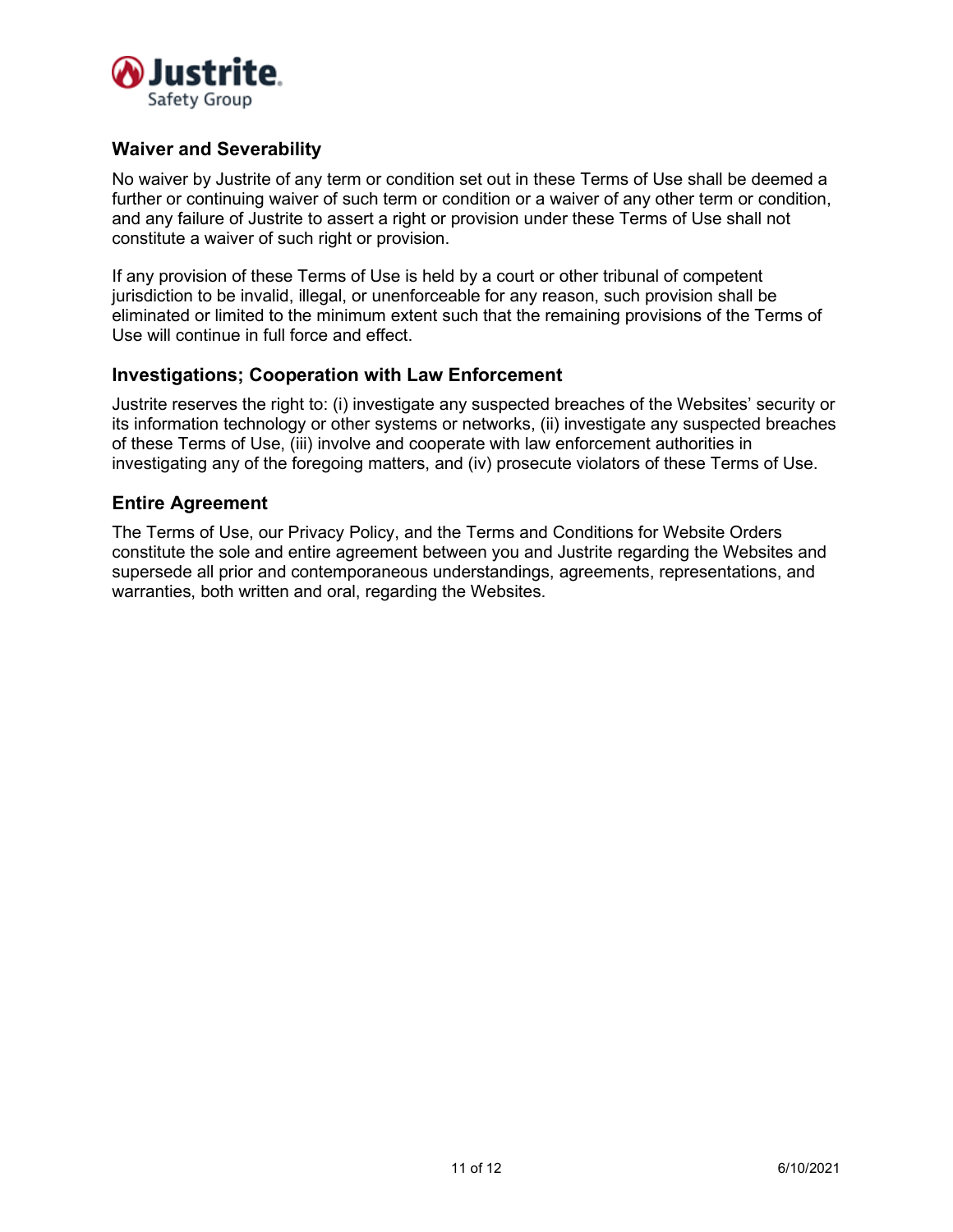## Waiver and Severability

No waiver by Justrite of any term or condition set out in these Terms of Use shall be deemed a further or continuing waiver of such term or condition or a waiver of any other term or condition, and any failure of Justrite to assert a right or provision under these Terms of Use shall not constitute a waiver of such right or provision.

If any provision of these Terms of Use is held by a court or other tribunal of competent jurisdiction to be invalid, illegal, or unenforceable for any reason, such provision shall be eliminated or limited to the minimum extent such that the remaining provisions of the Terms of Use will continue in full force and effect.

## Investigations; Cooperation with Law Enforcement

Justrite reserves the right to: (i) investigate any suspected breaches of the Websites' security or its information technology or other systems or networks, (ii) investigate any suspected breaches of these Terms of Use, (iii) involve and cooperate with law enforcement authorities in investigating any of the foregoing matters, and (iv) prosecute violators of these Terms of Use.

## Entire Agreement

The Terms of Use, our Privacy Policy, and the Terms and Conditions for Website Orders constitute the sole and entire agreement between you and Justrite regarding the Websites and supersede all prior and contemporaneous understandings, agreements, representations, and warranties, both written and oral, regarding the Websites.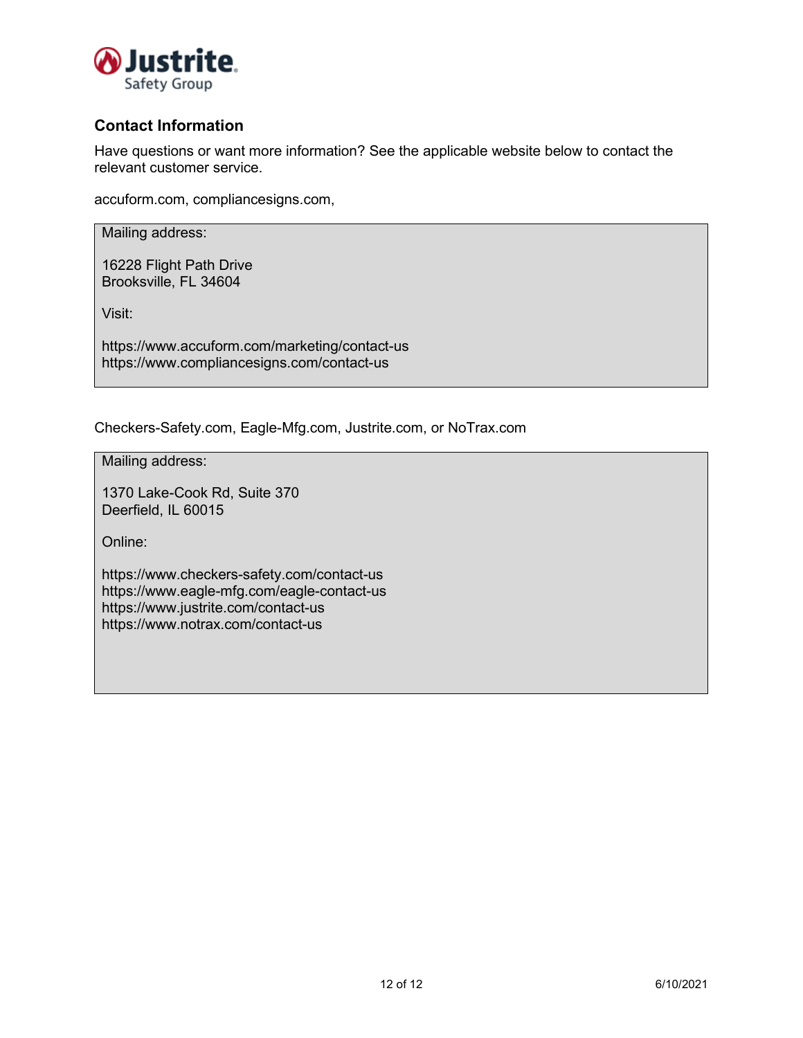## Contact Information

Have questions or want more information? See the applicable website below to contact the relevant customer service.

accuform.com, compliancesigns.com,

Mailing address:

16228 Flight Path Drive
Brooksville, FL 34604

Visit:

https://www.accuform.com/marketing/contact-us
https://www.compliancesigns.com/contact-us

Checkers-Safety.com, Eagle-Mfg.com, Justrite.com, or NoTrax.com

Mailing address:

1370 Lake-Cook Rd, Suite 370
Deerfield, IL 60015

Online:

https://www.checkers-safety.com/contact-us
https://www.eagle-mfg.com/eagle-contact-us
https://www.justrite.com/contact-us
https://www.notrax.com/contact-us